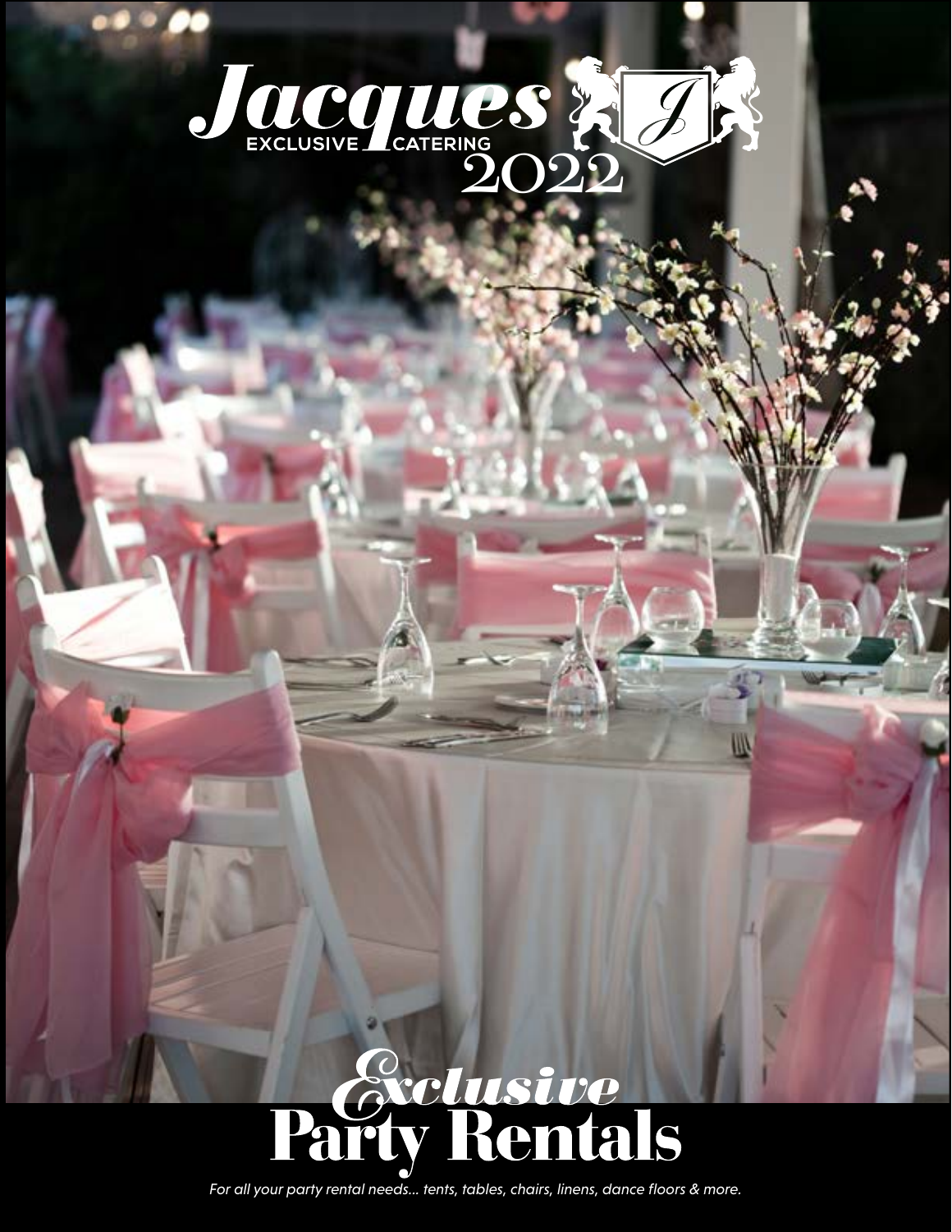# Jacques

EXCLUSIVE CATERING

2022

# *Exclusive* Party Rentals

*For all your party rental needs... tents, tables, chairs, linens, dance floors & more.*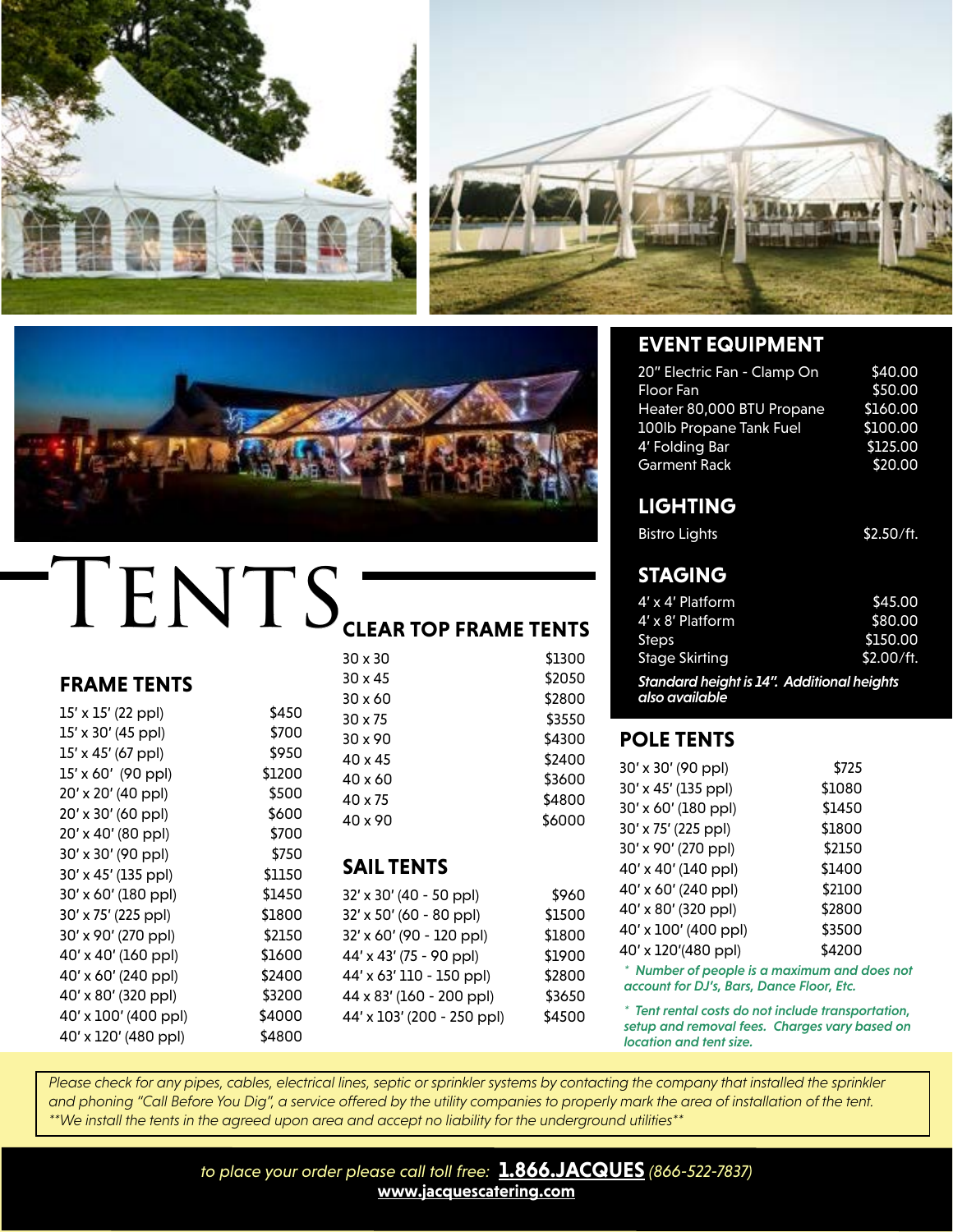# TENTS

## FRAME TENTS

| Size | Price |
| --- | --- |
| 15' x 15' (22 ppl) | $450 |
| 15' x 30' (45 ppl) | $700 |
| 15' x 45' (67 ppl) | $950 |
| 15' x 60' (90 ppl) | $1200 |
| 20' x 20' (40 ppl) | $500 |
| 20' x 30' (60 ppl) | $600 |
| 20' x 40' (80 ppl) | $700 |
| 30' x 30' (90 ppl) | $750 |
| 30' x 45' (135 ppl) | $1150 |
| 30' x 60' (180 ppl) | $1450 |
| 30' x 75' (225 ppl) | $1800 |
| 30' x 90' (270 ppl) | $2150 |
| 40' x 40' (160 ppl) | $1600 |
| 40' x 60' (240 ppl) | $2400 |
| 40' x 80' (320 ppl) | $3200 |
| 40' x 100' (400 ppl) | $4000 |
| 40' x 120' (480 ppl) | $4800 |

## CLEAR TOP FRAME TENTS

| Size | Price |
| --- | --- |
| 30 x 30 | $1300 |
| 30 x 45 | $2050 |
| 30 x 60 | $2800 |
| 30 x 75 | $3550 |
| 30 x 90 | $4300 |
| 40 x 45 | $2400 |
| 40 x 60 | $3600 |
| 40 x 75 | $4800 |
| 40 x 90 | $6000 |

## SAIL TENTS

| Size | Price |
| --- | --- |
| 32' x 30' (40 - 50 ppl) | $960 |
| 32' x 50' (60 - 80 ppl) | $1500 |
| 32' x 60' (90 - 120 ppl) | $1800 |
| 44' x 43' (75 - 90 ppl) | $1900 |
| 44' x 63' 110 - 150 ppl) | $2800 |
| 44 x 83' (160 - 200 ppl) | $3650 |
| 44' x 103' (200 - 250 ppl) | $4500 |

## EVENT EQUIPMENT

| Item | Price |
| --- | --- |
| 20" Electric Fan - Clamp On | $40.00 |
| Floor Fan | $50.00 |
| Heater 80,000 BTU Propane | $160.00 |
| 100lb Propane Tank Fuel | $100.00 |
| 4' Folding Bar | $125.00 |
| Garment Rack | $20.00 |

## LIGHTING

| Item | Price |
| --- | --- |
| Bistro Lights | $2.50/ft. |

## STAGING

| Item | Price |
| --- | --- |
| 4' x 4' Platform | $45.00 |
| 4' x 8' Platform | $80.00 |
| Steps | $150.00 |
| Stage Skirting | $2.00/ft. |

***Standard height is 14". Additional heights also available***

## POLE TENTS

| Size | Price |
| --- | --- |
| 30' x 30' (90 ppl) | $725 |
| 30' x 45' (135 ppl) | $1080 |
| 30' x 60' (180 ppl) | $1450 |
| 30' x 75' (225 ppl) | $1800 |
| 30' x 90' (270 ppl) | $2150 |
| 40' x 40' (140 ppl) | $1400 |
| 40' x 60' (240 ppl) | $2100 |
| 40' x 80' (320 ppl) | $2800 |
| 40' x 100' (400 ppl) | $3500 |
| 40' x 120'(480 ppl) | $4200 |

*\* Number of people is a maximum and does not account for DJ's, Bars, Dance Floor, Etc.*

*\* Tent rental costs do not include transportation, setup and removal fees. Charges vary based on location and tent size.*

*Please check for any pipes, cables, electrical lines, septic or sprinkler systems by contacting the company that installed the sprinkler and phoning "Call Before You Dig", a service offered by the utility companies to properly mark the area of installation of the tent. \*\*We install the tents in the agreed upon area and accept no liability for the underground utilities\*\**

*to place your order please call toll free:* **1.866.JACQUES** *(866-522-7837)*
**www.jacquescatering.com**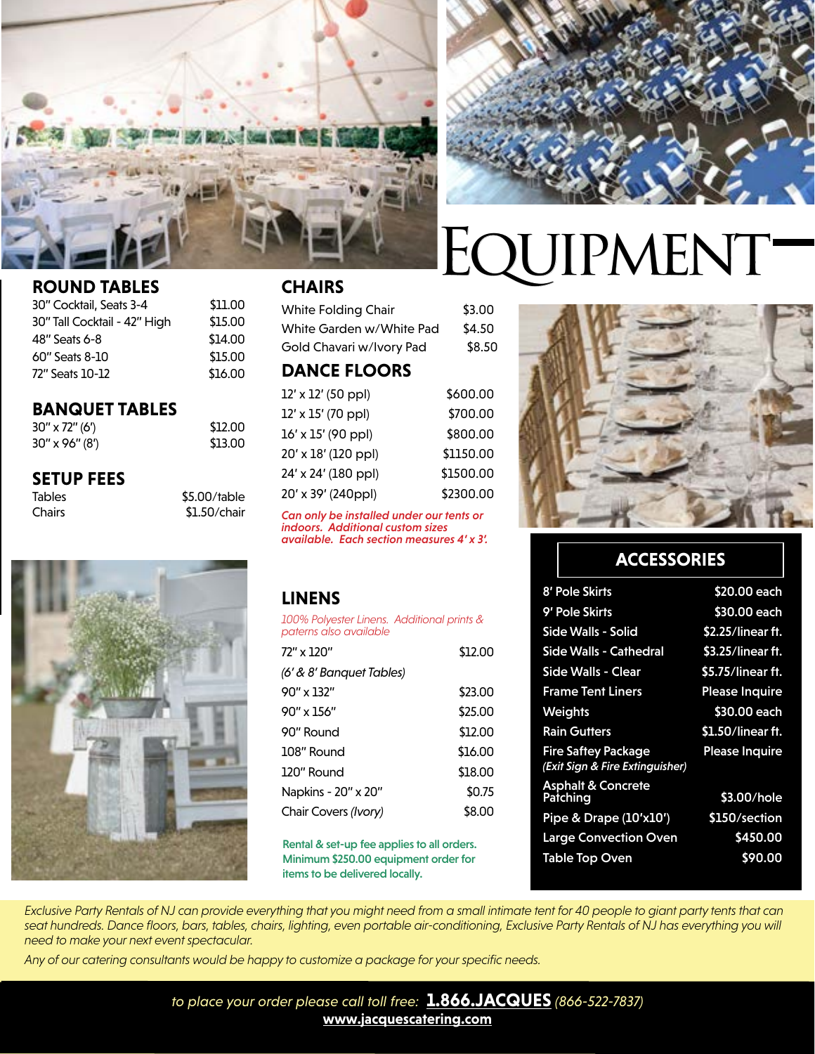# EQUIPMENT

## ROUND TABLES

| Item | Price |
|---|---|
| 30" Cocktail, Seats 3-4 | $11.00 |
| 30" Tall Cocktail - 42" High | $15.00 |
| 48" Seats 6-8 | $14.00 |
| 60" Seats 8-10 | $15.00 |
| 72" Seats 10-12 | $16.00 |

## BANQUET TABLES

| Item | Price |
|---|---|
| 30" x 72" (6') | $12.00 |
| 30" x 96" (8') | $13.00 |

## SETUP FEES

| Item | Price |
|---|---|
| Tables | $5.00/table |
| Chairs | $1.50/chair |

## CHAIRS

| Item | Price |
|---|---|
| White Folding Chair | $3.00 |
| White Garden w/White Pad | $4.50 |
| Gold Chavari w/Ivory Pad | $8.50 |

## DANCE FLOORS

| Item | Price |
|---|---|
| 12' x 12' (50 ppl) | $600.00 |
| 12' x 15' (70 ppl) | $700.00 |
| 16' x 15' (90 ppl) | $800.00 |
| 20' x 18' (120 ppl) | $1150.00 |
| 24' x 24' (180 ppl) | $1500.00 |
| 20' x 39' (240ppl) | $2300.00 |

*Can only be installed under our tents or indoors. Additional custom sizes available. Each section measures 4' x 3'.*

## LINENS

*100% Polyester Linens. Additional prints & paterns also available*

| Item | Price |
|---|---|
| 72" x 120" *(6' & 8' Banquet Tables)* | $12.00 |
| 90" x 132" | $23.00 |
| 90" x 156" | $25.00 |
| 90" Round | $12.00 |
| 108" Round | $16.00 |
| 120" Round | $18.00 |
| Napkins - 20" x 20" | $0.75 |
| Chair Covers *(Ivory)* | $8.00 |

**Rental & set-up fee applies to all orders. Minimum $250.00 equipment order for items to be delivered locally.**

## ACCESSORIES

| Item | Price |
|---|---|
| 8' Pole Skirts | $20.00 each |
| 9' Pole Skirts | $30.00 each |
| Side Walls - Solid | $2.25/linear ft. |
| Side Walls - Cathedral | $3.25/linear ft. |
| Side Walls - Clear | $5.75/linear ft. |
| Frame Tent Liners | Please Inquire |
| Weights | $30.00 each |
| Rain Gutters | $1.50/linear ft. |
| Fire Saftey Package *(Exit Sign & Fire Extinguisher)* | Please Inquire |
| Asphalt & Concrete Patching | $3.00/hole |
| Pipe & Drape (10'x10') | $150/section |
| Large Convection Oven | $450.00 |
| Table Top Oven | $90.00 |

*Exclusive Party Rentals of NJ can provide everything that you might need from a small intimate tent for 40 people to giant party tents that can seat hundreds. Dance floors, bars, tables, chairs, lighting, even portable air-conditioning, Exclusive Party Rentals of NJ has everything you will need to make your next event spectacular.*

*Any of our catering consultants would be happy to customize a package for your specific needs.*

*to place your order please call toll free:* **1.866.JACQUES** *(866-522-7837)*

**www.jacquescatering.com**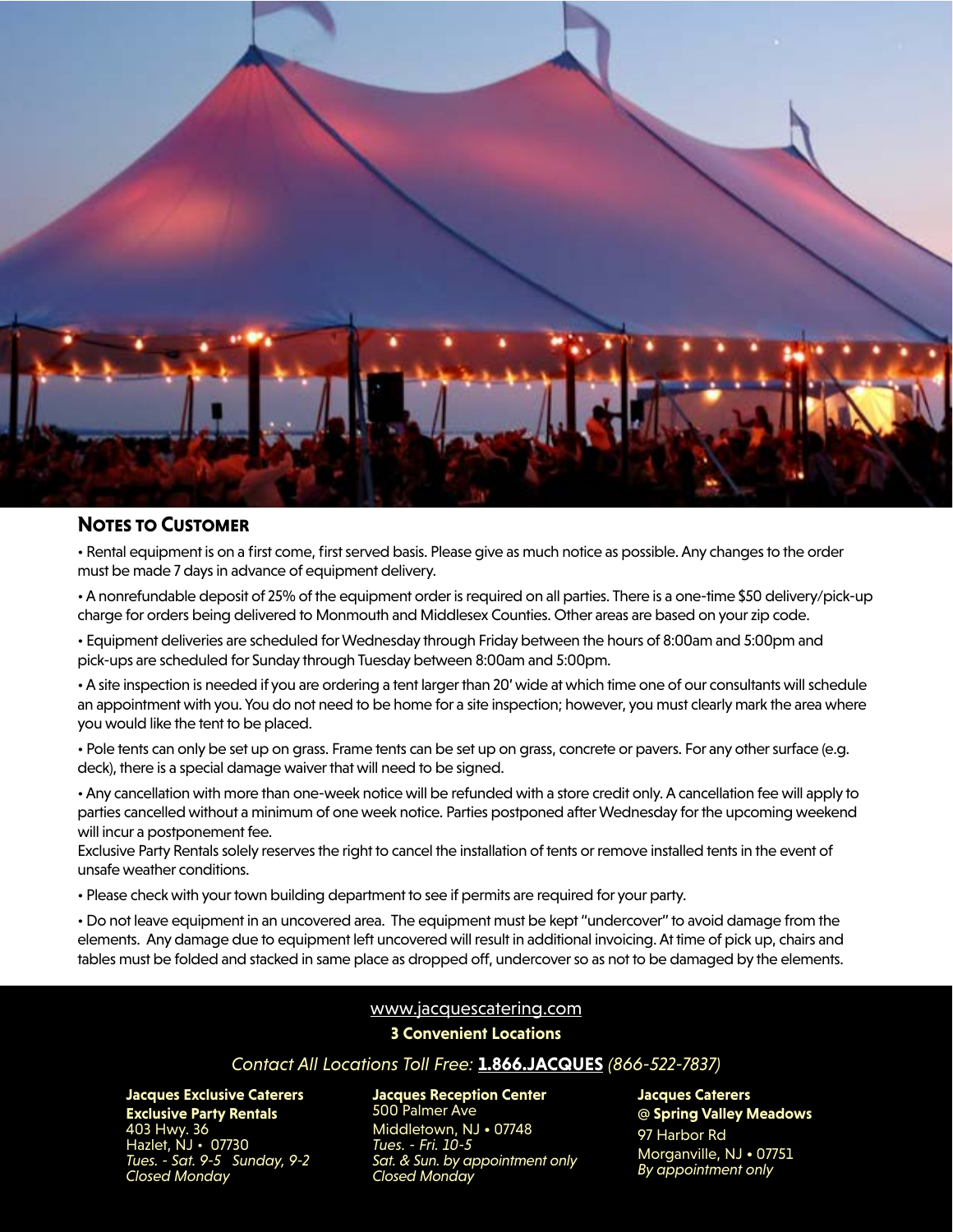## Notes to Customer

- Rental equipment is on a first come, first served basis. Please give as much notice as possible. Any changes to the order must be made 7 days in advance of equipment delivery.
- A nonrefundable deposit of 25% of the equipment order is required on all parties. There is a one-time $50 delivery/pick-up charge for orders being delivered to Monmouth and Middlesex Counties. Other areas are based on your zip code.
- Equipment deliveries are scheduled for Wednesday through Friday between the hours of 8:00am and 5:00pm and pick-ups are scheduled for Sunday through Tuesday between 8:00am and 5:00pm.
- A site inspection is needed if you are ordering a tent larger than 20' wide at which time one of our consultants will schedule an appointment with you. You do not need to be home for a site inspection; however, you must clearly mark the area where you would like the tent to be placed.
- Pole tents can only be set up on grass. Frame tents can be set up on grass, concrete or pavers. For any other surface (e.g. deck), there is a special damage waiver that will need to be signed.
- Any cancellation with more than one-week notice will be refunded with a store credit only. A cancellation fee will apply to parties cancelled without a minimum of one week notice. Parties postponed after Wednesday for the upcoming weekend will incur a postponement fee.

  Exclusive Party Rentals solely reserves the right to cancel the installation of tents or remove installed tents in the event of unsafe weather conditions.
- Please check with your town building department to see if permits are required for your party.
- Do not leave equipment in an uncovered area. The equipment must be kept "undercover" to avoid damage from the elements. Any damage due to equipment left uncovered will result in additional invoicing. At time of pick up, chairs and tables must be folded and stacked in same place as dropped off, undercover so as not to be damaged by the elements.

www.jacquescatering.com

**3 Convenient Locations**

*Contact All Locations Toll Free:* **1.866.JACQUES** *(866-522-7837)*

**Jacques Exclusive Caterers**
**Exclusive Party Rentals**
403 Hwy. 36
Hazlet, NJ • 07730
*Tues. - Sat. 9-5 Sunday, 9-2*
*Closed Monday*

**Jacques Reception Center**
500 Palmer Ave
Middletown, NJ • 07748
*Tues. - Fri. 10-5*
*Sat. & Sun. by appointment only*
*Closed Monday*

**Jacques Caterers**
@ **Spring Valley Meadows**
97 Harbor Rd
Morganville, NJ • 07751
*By appointment only*